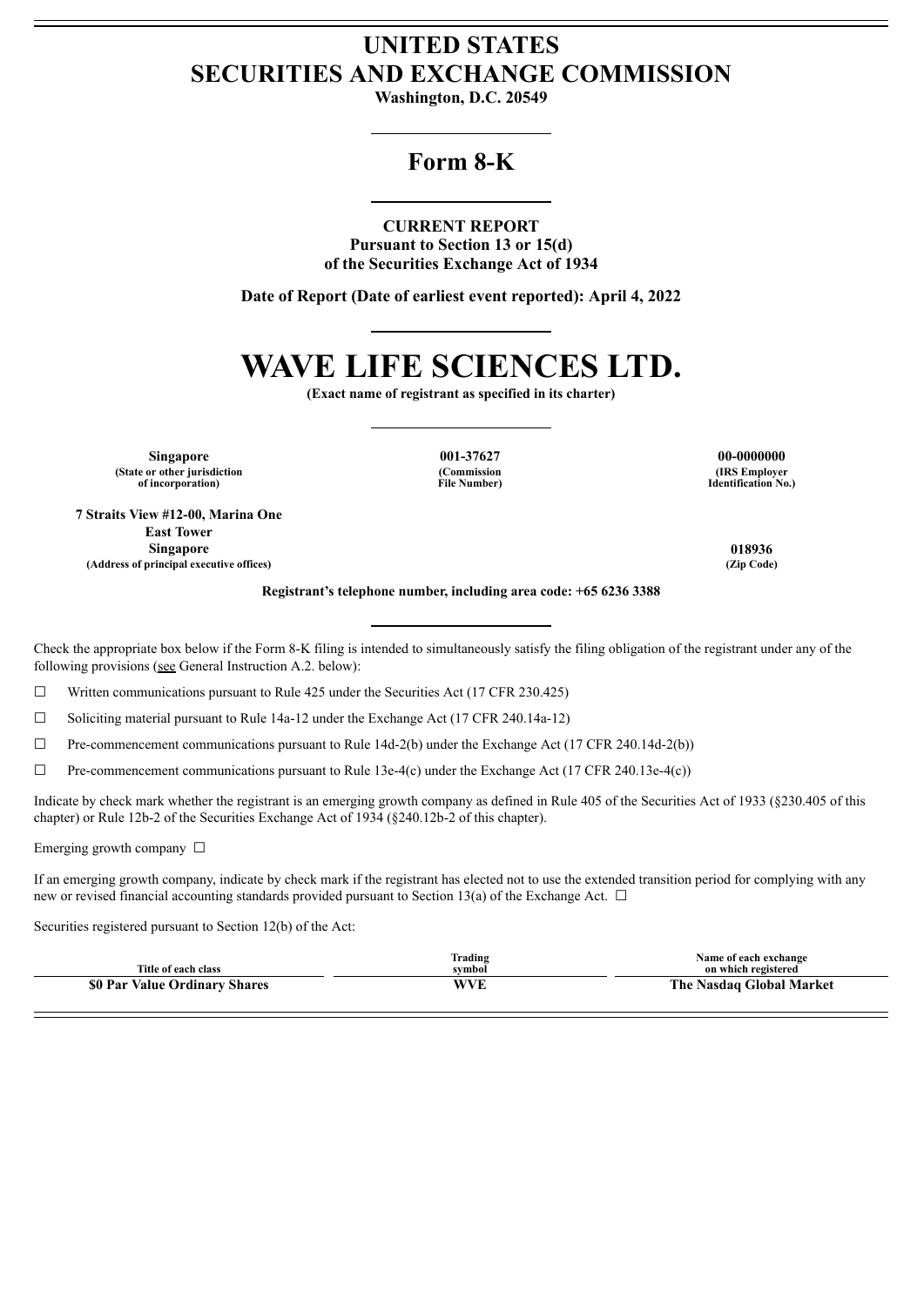# UNITED STATES
# SECURITIES AND EXCHANGE COMMISSION

**Washington, D.C. 20549**

## Form 8-K

**CURRENT REPORT**
**Pursuant to Section 13 or 15(d)**
**of the Securities Exchange Act of 1934**

**Date of Report (Date of earliest event reported): April 4, 2022**

# WAVE LIFE SCIENCES LTD.

**(Exact name of registrant as specified in its charter)**

| Singapore | 001-37627 | 00-0000000 |
|---|---|---|
| (State or other jurisdiction of incorporation) | (Commission File Number) | (IRS Employer Identification No.) |

| 7 Straits View #12-00, Marina One East Tower Singapore | 018936 |
|---|---|
| (Address of principal executive offices) | (Zip Code) |

**Registrant's telephone number, including area code: +65 6236 3388**

Check the appropriate box below if the Form 8-K filing is intended to simultaneously satisfy the filing obligation of the registrant under any of the following provisions (see General Instruction A.2. below):

☐ Written communications pursuant to Rule 425 under the Securities Act (17 CFR 230.425)

☐ Soliciting material pursuant to Rule 14a-12 under the Exchange Act (17 CFR 240.14a-12)

☐ Pre-commencement communications pursuant to Rule 14d-2(b) under the Exchange Act (17 CFR 240.14d-2(b))

☐ Pre-commencement communications pursuant to Rule 13e-4(c) under the Exchange Act (17 CFR 240.13e-4(c))

Indicate by check mark whether the registrant is an emerging growth company as defined in Rule 405 of the Securities Act of 1933 (§230.405 of this chapter) or Rule 12b-2 of the Securities Exchange Act of 1934 (§240.12b-2 of this chapter).

Emerging growth company ☐

If an emerging growth company, indicate by check mark if the registrant has elected not to use the extended transition period for complying with any new or revised financial accounting standards provided pursuant to Section 13(a) of the Exchange Act. ☐

Securities registered pursuant to Section 12(b) of the Act:

| Title of each class | Trading symbol | Name of each exchange on which registered |
|---|---|---|
| **$0 Par Value Ordinary Shares** | **WVE** | **The Nasdaq Global Market** |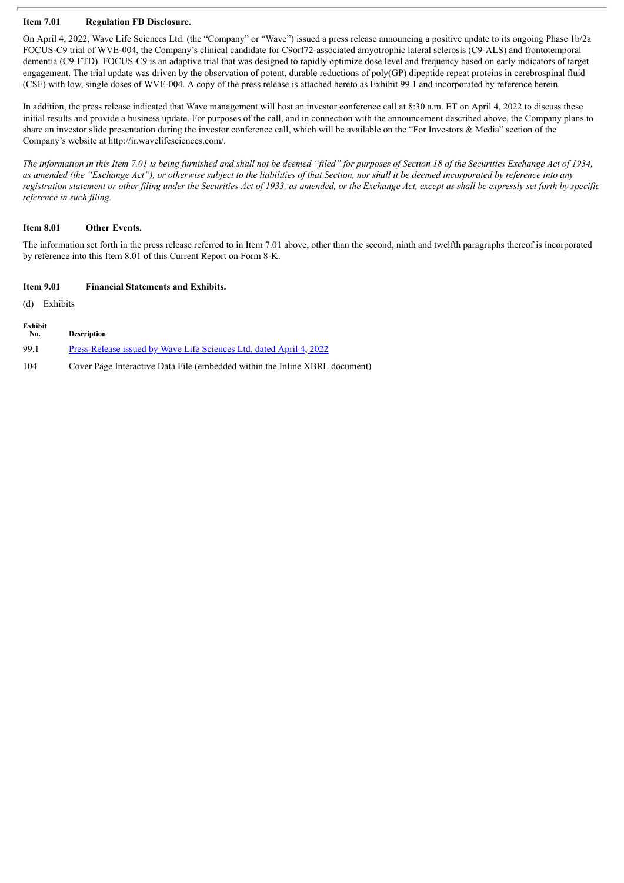**Item 7.01 Regulation FD Disclosure.**

On April 4, 2022, Wave Life Sciences Ltd. (the "Company" or "Wave") issued a press release announcing a positive update to its ongoing Phase 1b/2a FOCUS-C9 trial of WVE-004, the Company's clinical candidate for C9orf72-associated amyotrophic lateral sclerosis (C9-ALS) and frontotemporal dementia (C9-FTD). FOCUS-C9 is an adaptive trial that was designed to rapidly optimize dose level and frequency based on early indicators of target engagement. The trial update was driven by the observation of potent, durable reductions of poly(GP) dipeptide repeat proteins in cerebrospinal fluid (CSF) with low, single doses of WVE-004. A copy of the press release is attached hereto as Exhibit 99.1 and incorporated by reference herein.

In addition, the press release indicated that Wave management will host an investor conference call at 8:30 a.m. ET on April 4, 2022 to discuss these initial results and provide a business update. For purposes of the call, and in connection with the announcement described above, the Company plans to share an investor slide presentation during the investor conference call, which will be available on the "For Investors & Media" section of the Company's website at http://ir.wavelifesciences.com/.

*The information in this Item 7.01 is being furnished and shall not be deemed "filed" for purposes of Section 18 of the Securities Exchange Act of 1934, as amended (the "Exchange Act"), or otherwise subject to the liabilities of that Section, nor shall it be deemed incorporated by reference into any registration statement or other filing under the Securities Act of 1933, as amended, or the Exchange Act, except as shall be expressly set forth by specific reference in such filing.*

**Item 8.01 Other Events.**

The information set forth in the press release referred to in Item 7.01 above, other than the second, ninth and twelfth paragraphs thereof is incorporated by reference into this Item 8.01 of this Current Report on Form 8-K.

**Item 9.01 Financial Statements and Exhibits.**

(d) Exhibits

| Exhibit No. | Description |
|---|---|
| 99.1 | Press Release issued by Wave Life Sciences Ltd. dated April 4, 2022 |
| 104 | Cover Page Interactive Data File (embedded within the Inline XBRL document) |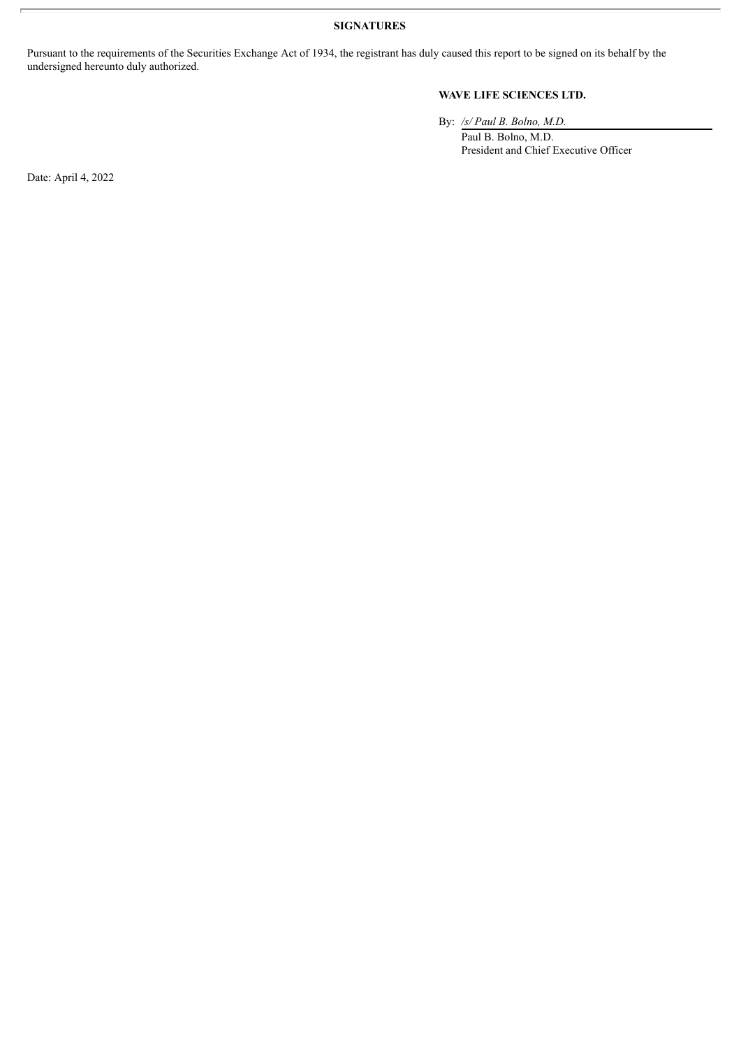**SIGNATURES**

Pursuant to the requirements of the Securities Exchange Act of 1934, the registrant has duly caused this report to be signed on its behalf by the undersigned hereunto duly authorized.

**WAVE LIFE SCIENCES LTD.**

By: */s/ Paul B. Bolno, M.D.*
Paul B. Bolno, M.D.
President and Chief Executive Officer

Date: April 4, 2022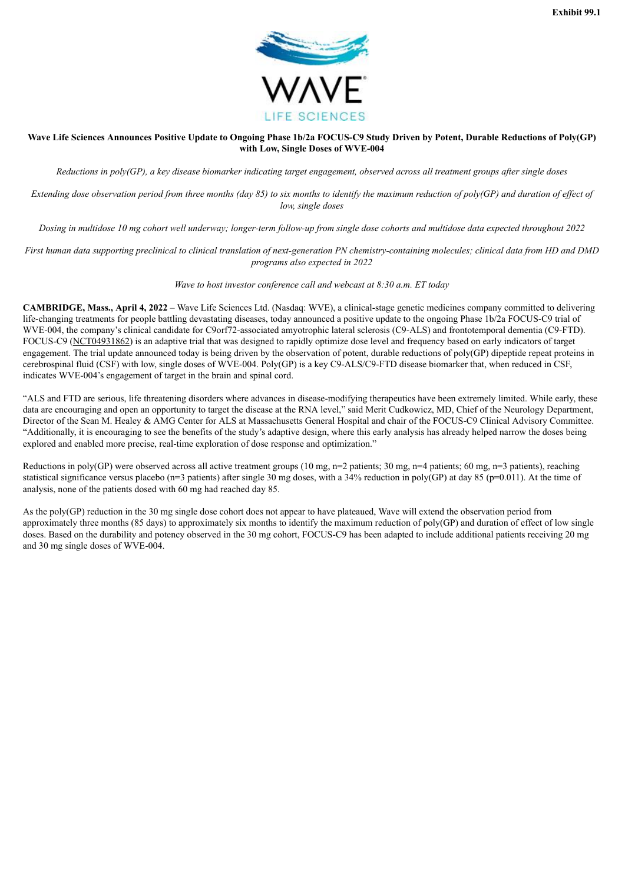Exhibit 99.1

**Wave Life Sciences Announces Positive Update to Ongoing Phase 1b/2a FOCUS-C9 Study Driven by Potent, Durable Reductions of Poly(GP) with Low, Single Doses of WVE-004**

*Reductions in poly(GP), a key disease biomarker indicating target engagement, observed across all treatment groups after single doses*

*Extending dose observation period from three months (day 85) to six months to identify the maximum reduction of poly(GP) and duration of effect of low, single doses*

*Dosing in multidose 10 mg cohort well underway; longer-term follow-up from single dose cohorts and multidose data expected throughout 2022*

*First human data supporting preclinical to clinical translation of next-generation PN chemistry-containing molecules; clinical data from HD and DMD programs also expected in 2022*

*Wave to host investor conference call and webcast at 8:30 a.m. ET today*

**CAMBRIDGE, Mass., April 4, 2022** – Wave Life Sciences Ltd. (Nasdaq: WVE), a clinical-stage genetic medicines company committed to delivering life-changing treatments for people battling devastating diseases, today announced a positive update to the ongoing Phase 1b/2a FOCUS-C9 trial of WVE-004, the company's clinical candidate for C9orf72-associated amyotrophic lateral sclerosis (C9-ALS) and frontotemporal dementia (C9-FTD). FOCUS-C9 (NCT04931862) is an adaptive trial that was designed to rapidly optimize dose level and frequency based on early indicators of target engagement. The trial update announced today is being driven by the observation of potent, durable reductions of poly(GP) dipeptide repeat proteins in cerebrospinal fluid (CSF) with low, single doses of WVE-004. Poly(GP) is a key C9-ALS/C9-FTD disease biomarker that, when reduced in CSF, indicates WVE-004's engagement of target in the brain and spinal cord.

"ALS and FTD are serious, life threatening disorders where advances in disease-modifying therapeutics have been extremely limited. While early, these data are encouraging and open an opportunity to target the disease at the RNA level," said Merit Cudkowicz, MD, Chief of the Neurology Department, Director of the Sean M. Healey & AMG Center for ALS at Massachusetts General Hospital and chair of the FOCUS-C9 Clinical Advisory Committee. "Additionally, it is encouraging to see the benefits of the study's adaptive design, where this early analysis has already helped narrow the doses being explored and enabled more precise, real-time exploration of dose response and optimization."

Reductions in poly(GP) were observed across all active treatment groups (10 mg, n=2 patients; 30 mg, n=4 patients; 60 mg, n=3 patients), reaching statistical significance versus placebo (n=3 patients) after single 30 mg doses, with a 34% reduction in poly(GP) at day 85 ($p=0.011$). At the time of analysis, none of the patients dosed with 60 mg had reached day 85.

As the poly(GP) reduction in the 30 mg single dose cohort does not appear to have plateaued, Wave will extend the observation period from approximately three months (85 days) to approximately six months to identify the maximum reduction of poly(GP) and duration of effect of low single doses. Based on the durability and potency observed in the 30 mg cohort, FOCUS-C9 has been adapted to include additional patients receiving 20 mg and 30 mg single doses of WVE-004.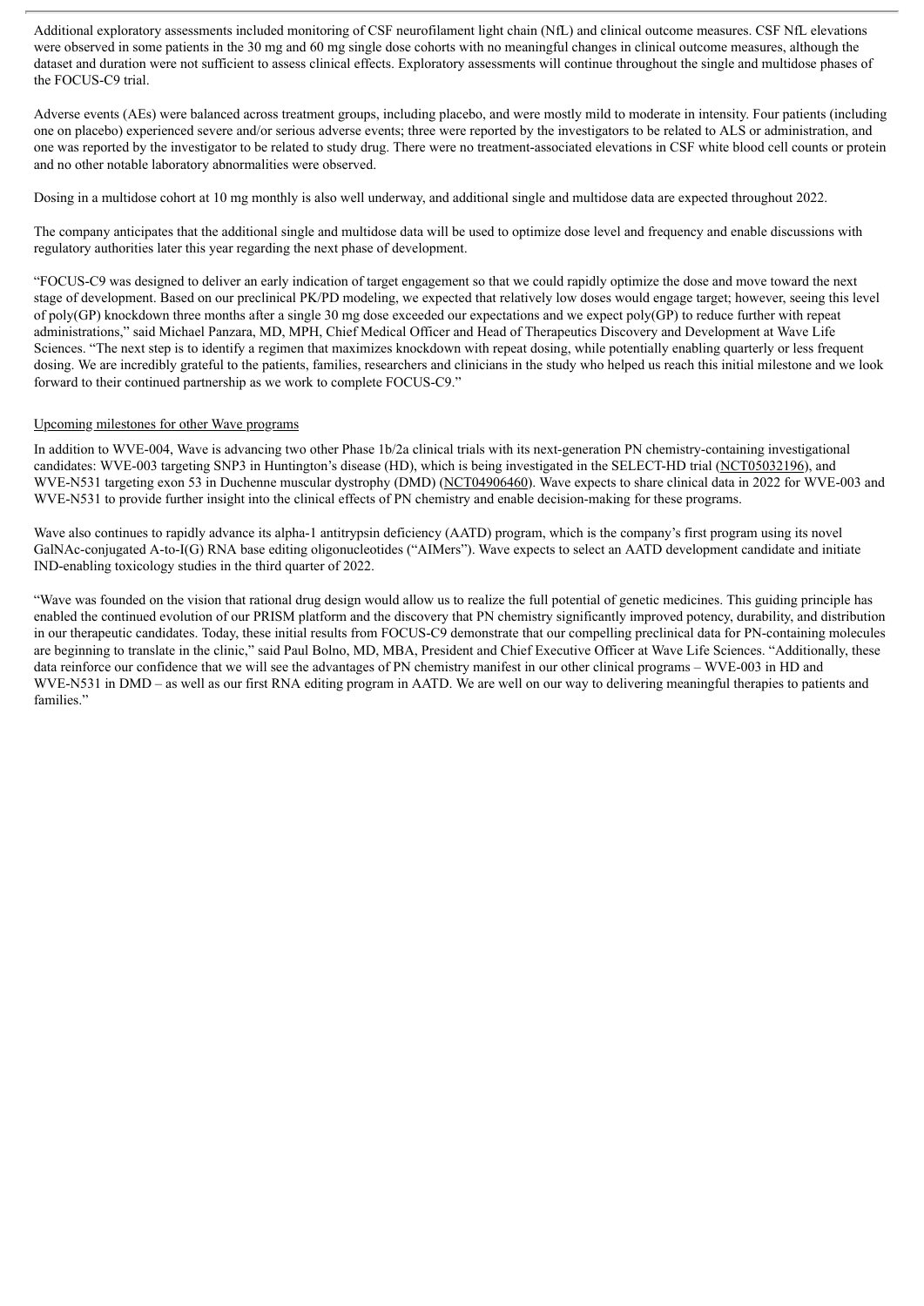Additional exploratory assessments included monitoring of CSF neurofilament light chain (NfL) and clinical outcome measures. CSF NfL elevations were observed in some patients in the 30 mg and 60 mg single dose cohorts with no meaningful changes in clinical outcome measures, although the dataset and duration were not sufficient to assess clinical effects. Exploratory assessments will continue throughout the single and multidose phases of the FOCUS-C9 trial.

Adverse events (AEs) were balanced across treatment groups, including placebo, and were mostly mild to moderate in intensity. Four patients (including one on placebo) experienced severe and/or serious adverse events; three were reported by the investigators to be related to ALS or administration, and one was reported by the investigator to be related to study drug. There were no treatment-associated elevations in CSF white blood cell counts or protein and no other notable laboratory abnormalities were observed.

Dosing in a multidose cohort at 10 mg monthly is also well underway, and additional single and multidose data are expected throughout 2022.

The company anticipates that the additional single and multidose data will be used to optimize dose level and frequency and enable discussions with regulatory authorities later this year regarding the next phase of development.

"FOCUS-C9 was designed to deliver an early indication of target engagement so that we could rapidly optimize the dose and move toward the next stage of development. Based on our preclinical PK/PD modeling, we expected that relatively low doses would engage target; however, seeing this level of poly(GP) knockdown three months after a single 30 mg dose exceeded our expectations and we expect poly(GP) to reduce further with repeat administrations," said Michael Panzara, MD, MPH, Chief Medical Officer and Head of Therapeutics Discovery and Development at Wave Life Sciences. "The next step is to identify a regimen that maximizes knockdown with repeat dosing, while potentially enabling quarterly or less frequent dosing. We are incredibly grateful to the patients, families, researchers and clinicians in the study who helped us reach this initial milestone and we look forward to their continued partnership as we work to complete FOCUS-C9."

Upcoming milestones for other Wave programs

In addition to WVE-004, Wave is advancing two other Phase 1b/2a clinical trials with its next-generation PN chemistry-containing investigational candidates: WVE-003 targeting SNP3 in Huntington's disease (HD), which is being investigated in the SELECT-HD trial (NCT05032196), and WVE-N531 targeting exon 53 in Duchenne muscular dystrophy (DMD) (NCT04906460). Wave expects to share clinical data in 2022 for WVE-003 and WVE-N531 to provide further insight into the clinical effects of PN chemistry and enable decision-making for these programs.

Wave also continues to rapidly advance its alpha-1 antitrypsin deficiency (AATD) program, which is the company's first program using its novel GalNAc-conjugated A-to-I(G) RNA base editing oligonucleotides ("AIMers"). Wave expects to select an AATD development candidate and initiate IND-enabling toxicology studies in the third quarter of 2022.

"Wave was founded on the vision that rational drug design would allow us to realize the full potential of genetic medicines. This guiding principle has enabled the continued evolution of our PRISM platform and the discovery that PN chemistry significantly improved potency, durability, and distribution in our therapeutic candidates. Today, these initial results from FOCUS-C9 demonstrate that our compelling preclinical data for PN-containing molecules are beginning to translate in the clinic," said Paul Bolno, MD, MBA, President and Chief Executive Officer at Wave Life Sciences. "Additionally, these data reinforce our confidence that we will see the advantages of PN chemistry manifest in our other clinical programs – WVE-003 in HD and WVE-N531 in DMD – as well as our first RNA editing program in AATD. We are well on our way to delivering meaningful therapies to patients and families."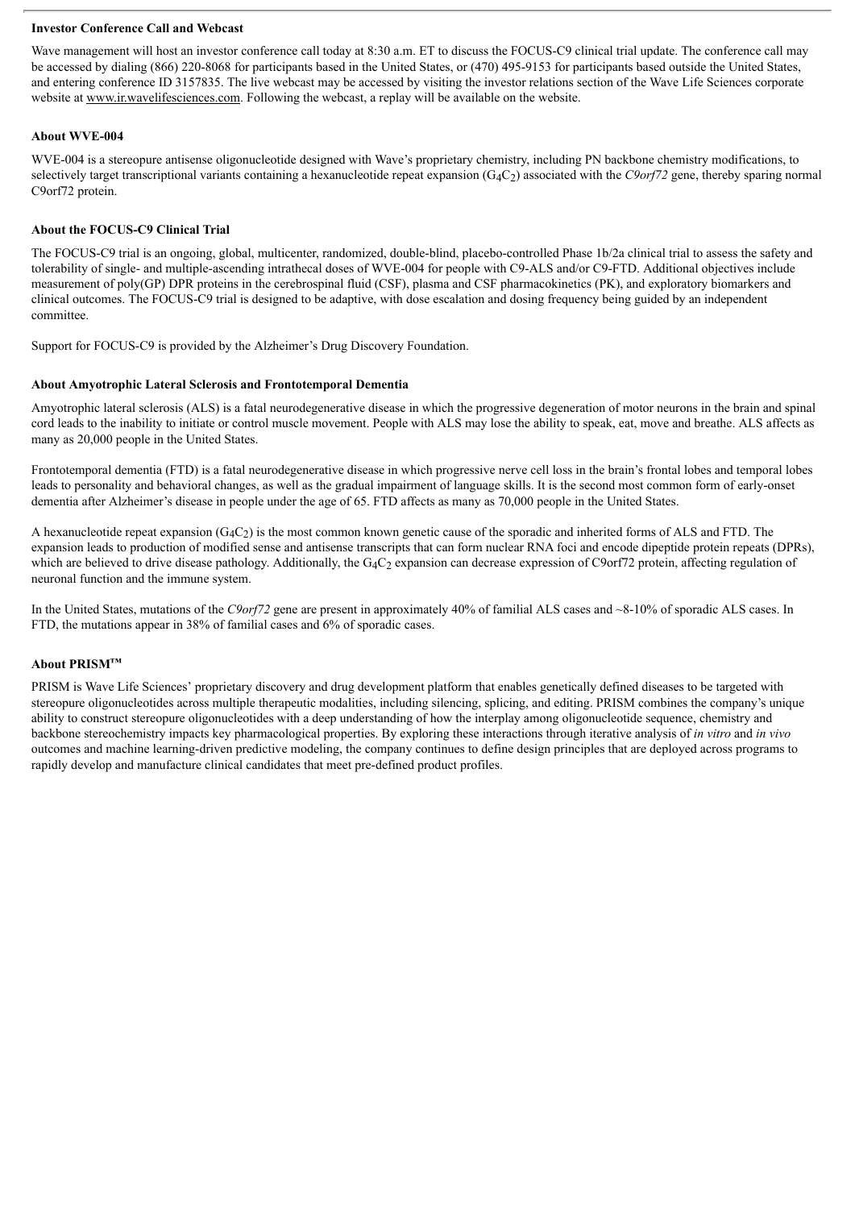**Investor Conference Call and Webcast**

Wave management will host an investor conference call today at 8:30 a.m. ET to discuss the FOCUS-C9 clinical trial update. The conference call may be accessed by dialing (866) 220-8068 for participants based in the United States, or (470) 495-9153 for participants based outside the United States, and entering conference ID 3157835. The live webcast may be accessed by visiting the investor relations section of the Wave Life Sciences corporate website at www.ir.wavelifesciences.com. Following the webcast, a replay will be available on the website.

**About WVE-004**

WVE-004 is a stereopure antisense oligonucleotide designed with Wave's proprietary chemistry, including PN backbone chemistry modifications, to selectively target transcriptional variants containing a hexanucleotide repeat expansion ($G_4C_2$) associated with the *C9orf72* gene, thereby sparing normal C9orf72 protein.

**About the FOCUS-C9 Clinical Trial**

The FOCUS-C9 trial is an ongoing, global, multicenter, randomized, double-blind, placebo-controlled Phase 1b/2a clinical trial to assess the safety and tolerability of single- and multiple-ascending intrathecal doses of WVE-004 for people with C9-ALS and/or C9-FTD. Additional objectives include measurement of poly(GP) DPR proteins in the cerebrospinal fluid (CSF), plasma and CSF pharmacokinetics (PK), and exploratory biomarkers and clinical outcomes. The FOCUS-C9 trial is designed to be adaptive, with dose escalation and dosing frequency being guided by an independent committee.

Support for FOCUS-C9 is provided by the Alzheimer's Drug Discovery Foundation.

**About Amyotrophic Lateral Sclerosis and Frontotemporal Dementia**

Amyotrophic lateral sclerosis (ALS) is a fatal neurodegenerative disease in which the progressive degeneration of motor neurons in the brain and spinal cord leads to the inability to initiate or control muscle movement. People with ALS may lose the ability to speak, eat, move and breathe. ALS affects as many as 20,000 people in the United States.

Frontotemporal dementia (FTD) is a fatal neurodegenerative disease in which progressive nerve cell loss in the brain's frontal lobes and temporal lobes leads to personality and behavioral changes, as well as the gradual impairment of language skills. It is the second most common form of early-onset dementia after Alzheimer's disease in people under the age of 65. FTD affects as many as 70,000 people in the United States.

A hexanucleotide repeat expansion ($G_4C_2$) is the most common known genetic cause of the sporadic and inherited forms of ALS and FTD. The expansion leads to production of modified sense and antisense transcripts that can form nuclear RNA foci and encode dipeptide protein repeats (DPRs), which are believed to drive disease pathology. Additionally, the $G_4C_2$ expansion can decrease expression of C9orf72 protein, affecting regulation of neuronal function and the immune system.

In the United States, mutations of the *C9orf72* gene are present in approximately 40% of familial ALS cases and ~8-10% of sporadic ALS cases. In FTD, the mutations appear in 38% of familial cases and 6% of sporadic cases.

**About PRISM™**

PRISM is Wave Life Sciences' proprietary discovery and drug development platform that enables genetically defined diseases to be targeted with stereopure oligonucleotides across multiple therapeutic modalities, including silencing, splicing, and editing. PRISM combines the company's unique ability to construct stereopure oligonucleotides with a deep understanding of how the interplay among oligonucleotide sequence, chemistry and backbone stereochemistry impacts key pharmacological properties. By exploring these interactions through iterative analysis of *in vitro* and *in vivo* outcomes and machine learning-driven predictive modeling, the company continues to define design principles that are deployed across programs to rapidly develop and manufacture clinical candidates that meet pre-defined product profiles.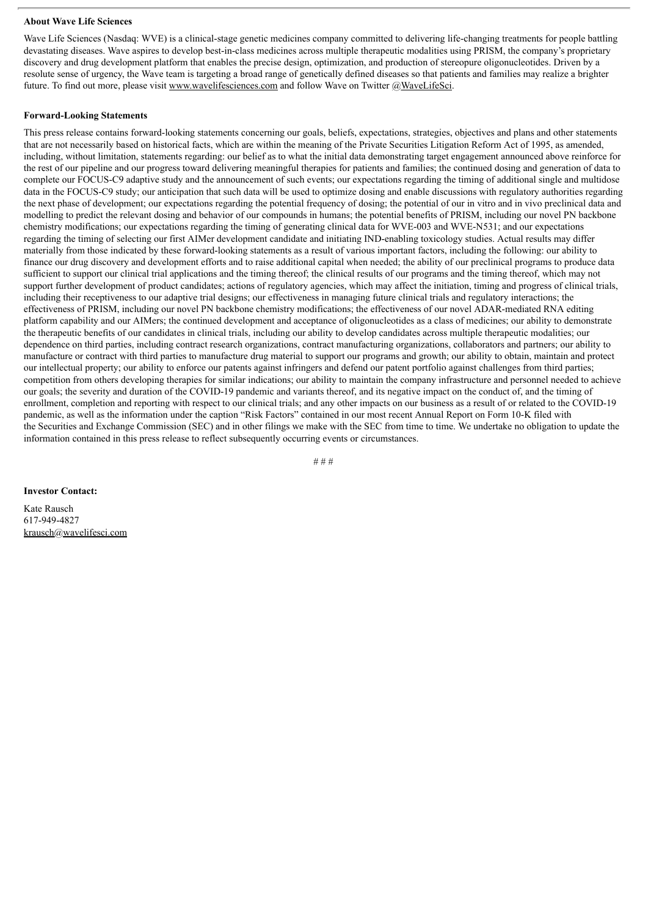**About Wave Life Sciences**

Wave Life Sciences (Nasdaq: WVE) is a clinical-stage genetic medicines company committed to delivering life-changing treatments for people battling devastating diseases. Wave aspires to develop best-in-class medicines across multiple therapeutic modalities using PRISM, the company's proprietary discovery and drug development platform that enables the precise design, optimization, and production of stereopure oligonucleotides. Driven by a resolute sense of urgency, the Wave team is targeting a broad range of genetically defined diseases so that patients and families may realize a brighter future. To find out more, please visit www.wavelifesciences.com and follow Wave on Twitter @WaveLifeSci.

**Forward-Looking Statements**

This press release contains forward-looking statements concerning our goals, beliefs, expectations, strategies, objectives and plans and other statements that are not necessarily based on historical facts, which are within the meaning of the Private Securities Litigation Reform Act of 1995, as amended, including, without limitation, statements regarding: our belief as to what the initial data demonstrating target engagement announced above reinforce for the rest of our pipeline and our progress toward delivering meaningful therapies for patients and families; the continued dosing and generation of data to complete our FOCUS-C9 adaptive study and the announcement of such events; our expectations regarding the timing of additional single and multidose data in the FOCUS-C9 study; our anticipation that such data will be used to optimize dosing and enable discussions with regulatory authorities regarding the next phase of development; our expectations regarding the potential frequency of dosing; the potential of our in vitro and in vivo preclinical data and modelling to predict the relevant dosing and behavior of our compounds in humans; the potential benefits of PRISM, including our novel PN backbone chemistry modifications; our expectations regarding the timing of generating clinical data for WVE-003 and WVE-N531; and our expectations regarding the timing of selecting our first AIMer development candidate and initiating IND-enabling toxicology studies. Actual results may differ materially from those indicated by these forward-looking statements as a result of various important factors, including the following: our ability to finance our drug discovery and development efforts and to raise additional capital when needed; the ability of our preclinical programs to produce data sufficient to support our clinical trial applications and the timing thereof; the clinical results of our programs and the timing thereof, which may not support further development of product candidates; actions of regulatory agencies, which may affect the initiation, timing and progress of clinical trials, including their receptiveness to our adaptive trial designs; our effectiveness in managing future clinical trials and regulatory interactions; the effectiveness of PRISM, including our novel PN backbone chemistry modifications; the effectiveness of our novel ADAR-mediated RNA editing platform capability and our AIMers; the continued development and acceptance of oligonucleotides as a class of medicines; our ability to demonstrate the therapeutic benefits of our candidates in clinical trials, including our ability to develop candidates across multiple therapeutic modalities; our dependence on third parties, including contract research organizations, contract manufacturing organizations, collaborators and partners; our ability to manufacture or contract with third parties to manufacture drug material to support our programs and growth; our ability to obtain, maintain and protect our intellectual property; our ability to enforce our patents against infringers and defend our patent portfolio against challenges from third parties; competition from others developing therapies for similar indications; our ability to maintain the company infrastructure and personnel needed to achieve our goals; the severity and duration of the COVID-19 pandemic and variants thereof, and its negative impact on the conduct of, and the timing of enrollment, completion and reporting with respect to our clinical trials; and any other impacts on our business as a result of or related to the COVID-19 pandemic, as well as the information under the caption "Risk Factors" contained in our most recent Annual Report on Form 10-K filed with the Securities and Exchange Commission (SEC) and in other filings we make with the SEC from time to time. We undertake no obligation to update the information contained in this press release to reflect subsequently occurring events or circumstances.

# # #

**Investor Contact:**

Kate Rausch
617-949-4827
krausch@wavelifesci.com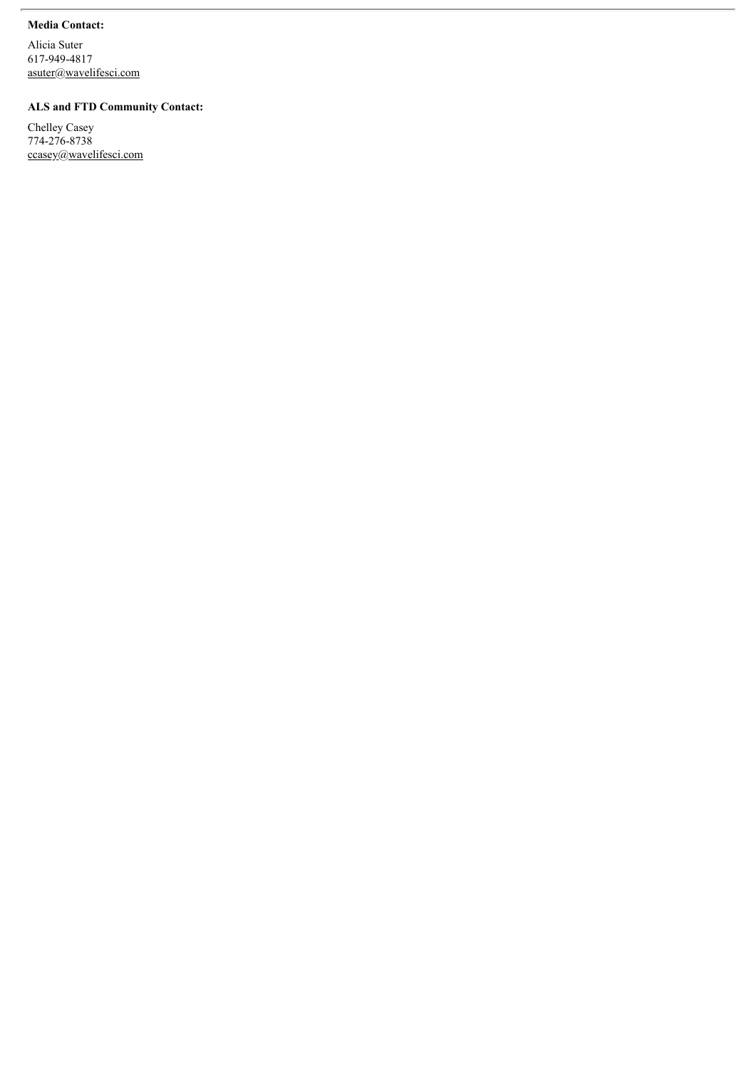**Media Contact:**

Alicia Suter
617-949-4817
asuter@wavelifesci.com

**ALS and FTD Community Contact:**

Chelley Casey
774-276-8738
ccasey@wavelifesci.com